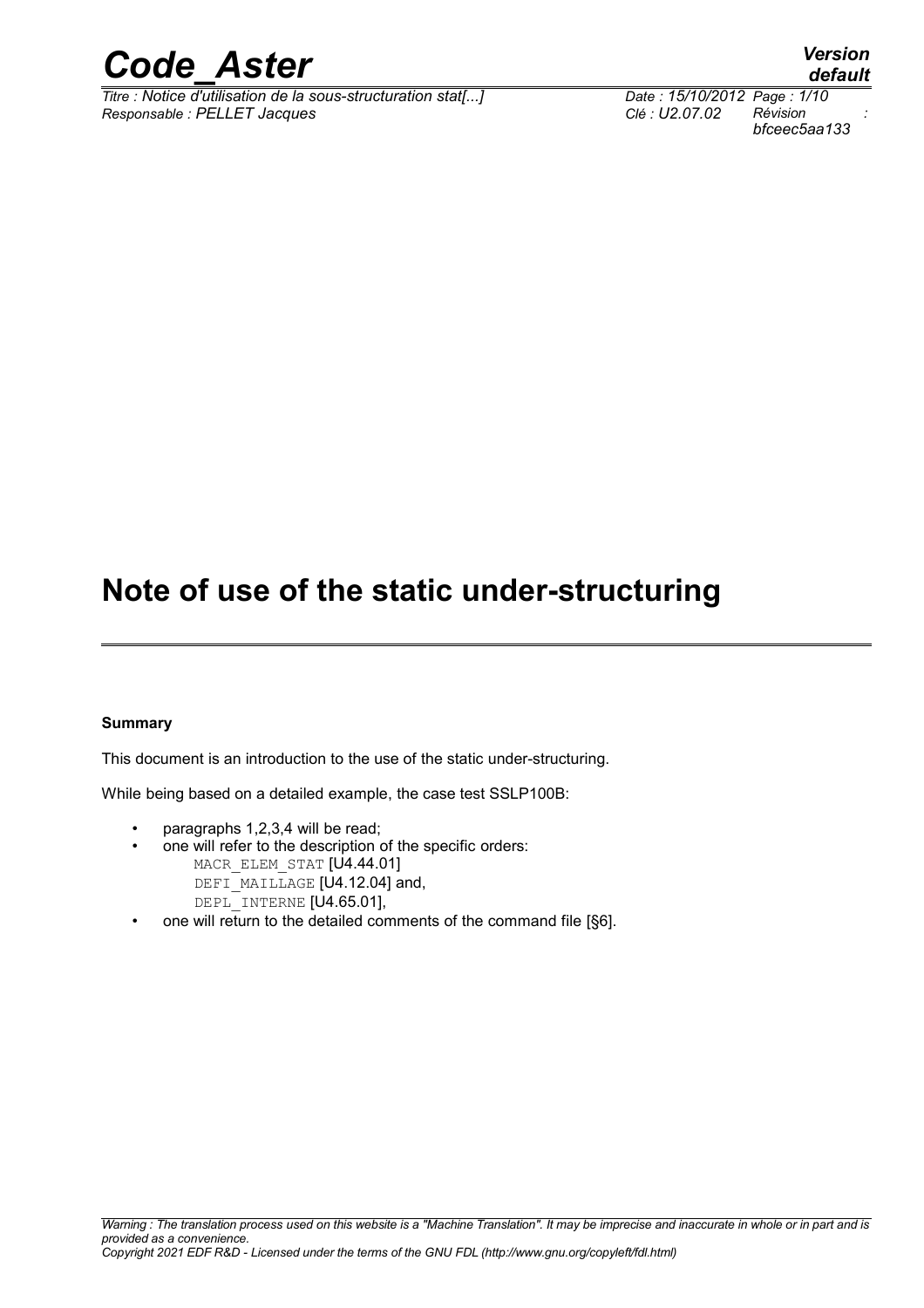# Note of use of the static under-structuring

**Summary**

This document is an introduction to the use of the static under-structuring.

While being based on a detailed example, the case test SSLP100B:

- paragraphs 1,2,3,4 will be read;
- one will refer to the description of the specific orders:
  MACR_ELEM_STAT [U4.44.01]
  DEFI_MAILLAGE [U4.12.04] and,
  DEPL_INTERNE [U4.65.01],
- one will return to the detailed comments of the command file [§6].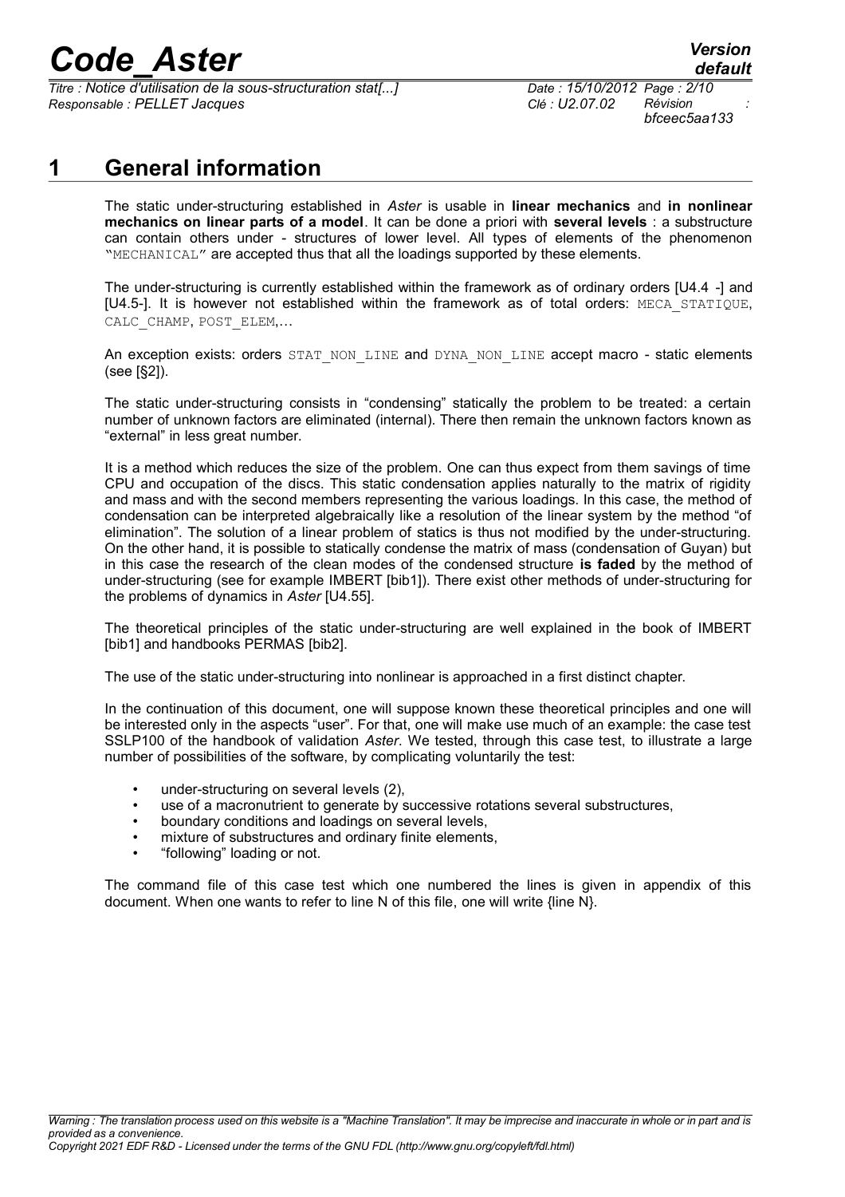# 1 General information

The static under-structuring established in *Aster* is usable in **linear mechanics** and **in nonlinear mechanics on linear parts of a model**. It can be done a priori with **several levels** : a substructure can contain others under - structures of lower level. All types of elements of the phenomenon "MECHANICAL" are accepted thus that all the loadings supported by these elements.

The under-structuring is currently established within the framework as of ordinary orders [U4.4 -] and [U4.5-]. It is however not established within the framework as of total orders: MECA_STATIQUE, CALC_CHAMP, POST_ELEM,…

An exception exists: orders STAT_NON_LINE and DYNA_NON_LINE accept macro - static elements (see [§2]).

The static under-structuring consists in "condensing" statically the problem to be treated: a certain number of unknown factors are eliminated (internal). There then remain the unknown factors known as "external" in less great number.

It is a method which reduces the size of the problem. One can thus expect from them savings of time CPU and occupation of the discs. This static condensation applies naturally to the matrix of rigidity and mass and with the second members representing the various loadings. In this case, the method of condensation can be interpreted algebraically like a resolution of the linear system by the method "of elimination". The solution of a linear problem of statics is thus not modified by the under-structuring. On the other hand, it is possible to statically condense the matrix of mass (condensation of Guyan) but in this case the research of the clean modes of the condensed structure **is faded** by the method of under-structuring (see for example IMBERT [bib1]). There exist other methods of under-structuring for the problems of dynamics in *Aster* [U4.55].

The theoretical principles of the static under-structuring are well explained in the book of IMBERT [bib1] and handbooks PERMAS [bib2].

The use of the static under-structuring into nonlinear is approached in a first distinct chapter.

In the continuation of this document, one will suppose known these theoretical principles and one will be interested only in the aspects "user". For that, one will make use much of an example: the case test SSLP100 of the handbook of validation *Aster*. We tested, through this case test, to illustrate a large number of possibilities of the software, by complicating voluntarily the test:

- under-structuring on several levels (2),
- use of a macronutrient to generate by successive rotations several substructures,
- boundary conditions and loadings on several levels,
- mixture of substructures and ordinary finite elements,
- "following" loading or not.

The command file of this case test which one numbered the lines is given in appendix of this document. When one wants to refer to line N of this file, one will write {line N}.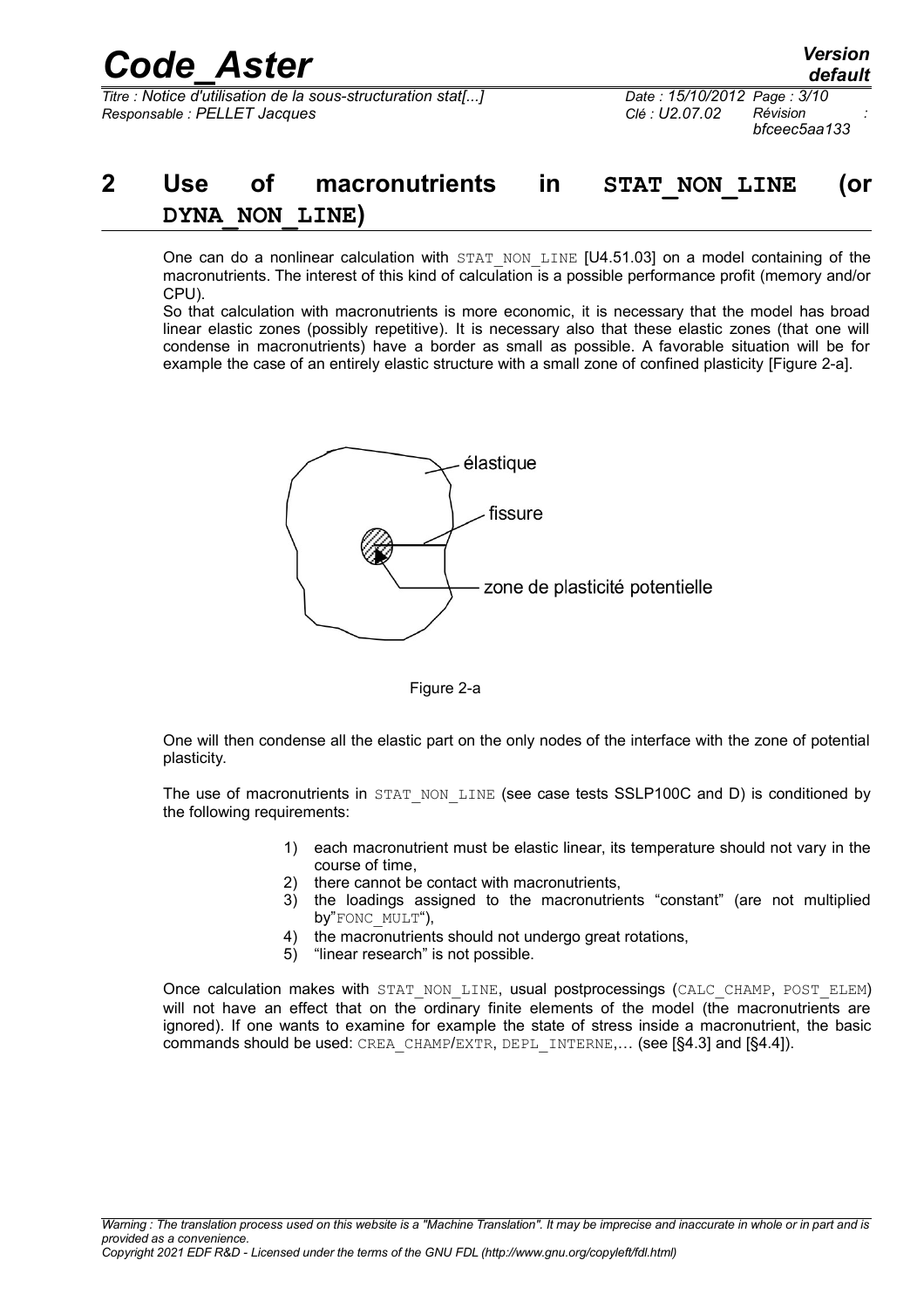## 2 Use of macronutrients in STAT_NON_LINE (or DYNA_NON_LINE)

One can do a nonlinear calculation with STAT_NON_LINE [U4.51.03] on a model containing of the macronutrients. The interest of this kind of calculation is a possible performance profit (memory and/or CPU).

So that calculation with macronutrients is more economic, it is necessary that the model has broad linear elastic zones (possibly repetitive). It is necessary also that these elastic zones (that one will condense in macronutrients) have a border as small as possible. A favorable situation will be for example the case of an entirely elastic structure with a small zone of confined plasticity [Figure 2-a].

élastique

fissure

zone de plasticité potentielle

Figure 2-a

One will then condense all the elastic part on the only nodes of the interface with the zone of potential plasticity.

The use of macronutrients in STAT_NON_LINE (see case tests SSLP100C and D) is conditioned by the following requirements:

1) each macronutrient must be elastic linear, its temperature should not vary in the course of time,
2) there cannot be contact with macronutrients,
3) the loadings assigned to the macronutrients "constant" (are not multiplied by"FONC_MULT"),
4) the macronutrients should not undergo great rotations,
5) "linear research" is not possible.

Once calculation makes with STAT_NON_LINE, usual postprocessings (CALC_CHAMP, POST_ELEM) will not have an effect that on the ordinary finite elements of the model (the macronutrients are ignored). If one wants to examine for example the state of stress inside a macronutrient, the basic commands should be used: CREA_CHAMP/EXTR, DEPL_INTERNE,… (see [§4.3] and [§4.4]).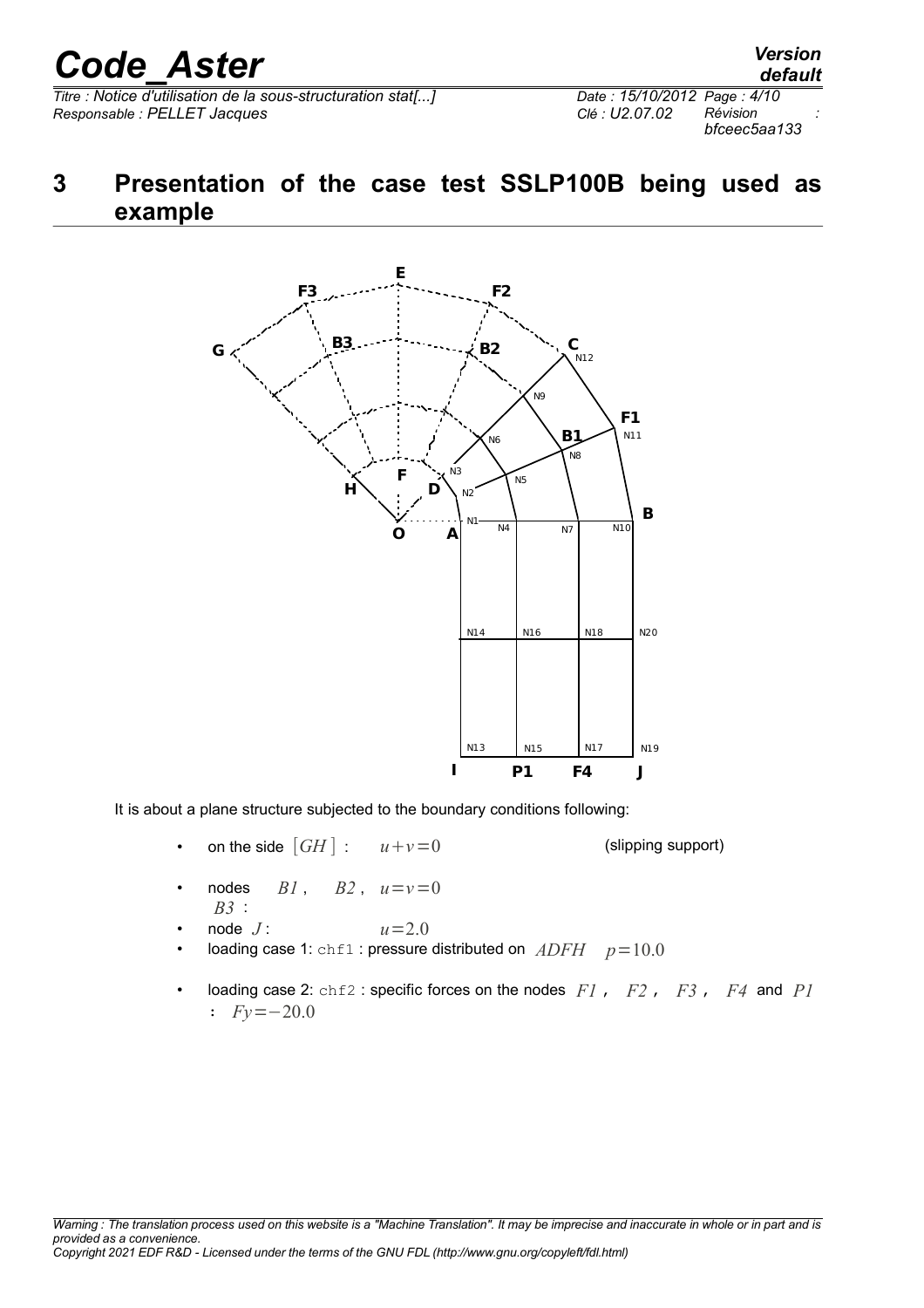# 3 Presentation of the case test SSLP100B being used as example

It is about a plane structure subjected to the boundary conditions following:

- on the side $[GH]$ : $u+v=0$ (slipping support)
- nodes $B1$, $B2$, $B3$ : $u=v=0$
- node $J$ : $u=2.0$
- loading case 1: `chf1` : pressure distributed on $ADFH$ $p=10.0$
- loading case 2: `chf2` : specific forces on the nodes $F1$, $F2$, $F3$, $F4$ and $P1$ : $Fy=-20.0$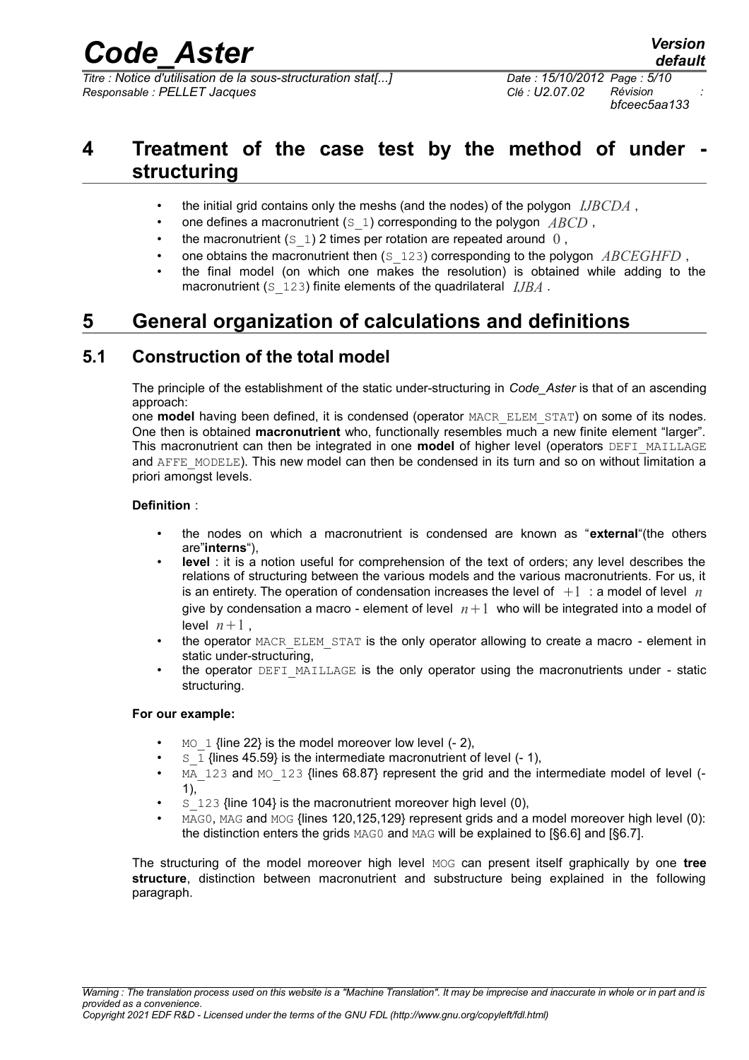# 4 Treatment of the case test by the method of under - structuring

- the initial grid contains only the meshs (and the nodes) of the polygon $IJBCDA$ ,
- one defines a macronutrient (S_1) corresponding to the polygon $ABCD$ ,
- the macronutrient (S_1) 2 times per rotation are repeated around $0$ ,
- one obtains the macronutrient then (S_123) corresponding to the polygon $ABCEGHFD$ ,
- the final model (on which one makes the resolution) is obtained while adding to the macronutrient (S_123) finite elements of the quadrilateral $IJBA$ .

# 5 General organization of calculations and definitions

## 5.1 Construction of the total model

The principle of the establishment of the static under-structuring in *Code_Aster* is that of an ascending approach:
one **model** having been defined, it is condensed (operator MACR_ELEM_STAT) on some of its nodes. One then is obtained **macronutrient** who, functionally resembles much a new finite element "larger". This macronutrient can then be integrated in one **model** of higher level (operators DEFI_MAILLAGE and AFFE_MODELE). This new model can then be condensed in its turn and so on without limitation a priori amongst levels.

**Definition** :

- the nodes on which a macronutrient is condensed are known as "**external**"(the others are"**interns**"),
- **level** : it is a notion useful for comprehension of the text of orders; any level describes the relations of structuring between the various models and the various macronutrients. For us, it is an entirety. The operation of condensation increases the level of $+1$ : a model of level $n$ give by condensation a macro - element of level $n+1$ who will be integrated into a model of level $n+1$ ,
- the operator MACR_ELEM_STAT is the only operator allowing to create a macro - element in static under-structuring,
- the operator DEFI_MAILLAGE is the only operator using the macronutrients under - static structuring.

**For our example:**

- MO_1 {line 22} is the model moreover low level (- 2),
- S_1 {lines 45.59} is the intermediate macronutrient of level (- 1),
- MA_123 and MO_123 {lines 68.87} represent the grid and the intermediate model of level (- 1),
- S_123 {line 104} is the macronutrient moreover high level (0),
- MAG0, MAG and MOG {lines 120,125,129} represent grids and a model moreover high level (0): the distinction enters the grids MAG0 and MAG will be explained to [§6.6] and [§6.7].

The structuring of the model moreover high level MOG can present itself graphically by one **tree structure**, distinction between macronutrient and substructure being explained in the following paragraph.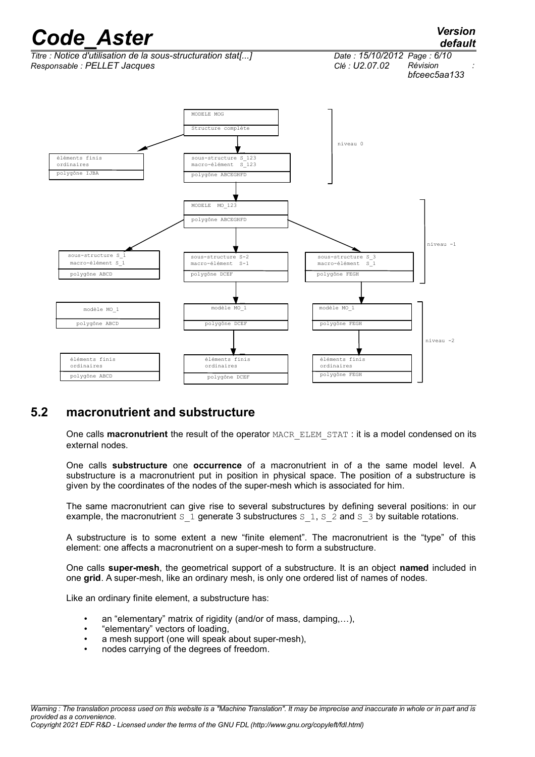MODELE MOG

Structure complète

niveau 0

éléments finis ordinaires
polygône IJBA

sous-structure S_123
macro-élément S_123
polygône ABCEGHFD

MODELE MO_123
polygône ABCEGHFD

niveau -1

sous-structure S_1
macro-élément S_1
polygône ABCD

sous-structure S-2
macro-élément S-1
polygône DCEF

sous-structure S_3
macro-élément S_1
polygône FEGH

modèle MO_1
polygône ABCD

modèle MO_1
polygône DCEF

modèle MO_1
polygône FEGH

niveau -2

éléments finis ordinaires
polygône ABCD

éléments finis ordinaires
polygône DCEF

éléments finis ordinaires
polygône FEGH

## 5.2 macronutrient and substructure

One calls **macronutrient** the result of the operator `MACR_ELEM_STAT` : it is a model condensed on its external nodes.

One calls **substructure** one **occurrence** of a macronutrient in of a the same model level. A substructure is a macronutrient put in position in physical space. The position of a substructure is given by the coordinates of the nodes of the super-mesh which is associated for him.

The same macronutrient can give rise to several substructures by defining several positions: in our example, the macronutrient `S_1` generate 3 substructures `S_1`, `S_2` and `S_3` by suitable rotations.

A substructure is to some extent a new "finite element". The macronutrient is the "type" of this element: one affects a macronutrient on a super-mesh to form a substructure.

One calls **super-mesh**, the geometrical support of a substructure. It is an object **named** included in one **grid**. A super-mesh, like an ordinary mesh, is only one ordered list of names of nodes.

Like an ordinary finite element, a substructure has:

- an "elementary" matrix of rigidity (and/or of mass, damping,…),
- "elementary" vectors of loading,
- a mesh support (one will speak about super-mesh),
- nodes carrying of the degrees of freedom.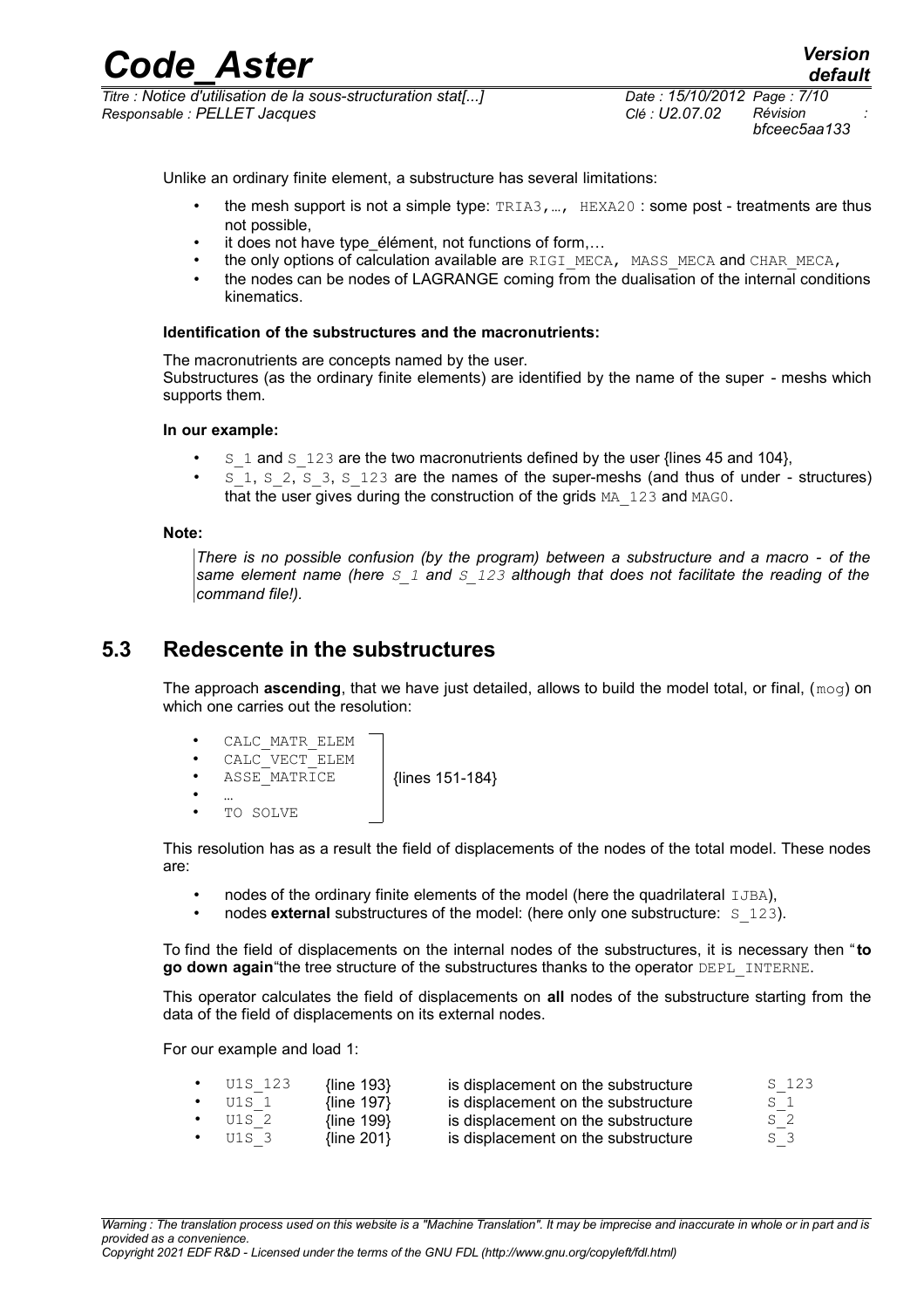Unlike an ordinary finite element, a substructure has several limitations:

- the mesh support is not a simple type: TRIA3,…, HEXA20 : some post - treatments are thus not possible,
- it does not have type_élément, not functions of form,…
- the only options of calculation available are RIGI_MECA, MASS_MECA and CHAR_MECA,
- the nodes can be nodes of LAGRANGE coming from the dualisation of the internal conditions kinematics.

**Identification of the substructures and the macronutrients:**

The macronutrients are concepts named by the user.
Substructures (as the ordinary finite elements) are identified by the name of the super - meshs which supports them.

**In our example:**

- S_1 and S_123 are the two macronutrients defined by the user {lines 45 and 104},
- S_1, S_2, S_3, S_123 are the names of the super-meshs (and thus of under - structures) that the user gives during the construction of the grids MA_123 and MAG0.

**Note:**

*There is no possible confusion (by the program) between a substructure and a macro - of the same element name (here S_1 and S_123 although that does not facilitate the reading of the command file!).*

## 5.3 Redescente in the substructures

The approach **ascending**, that we have just detailed, allows to build the model total, or final, (mog) on which one carries out the resolution:

- CALC_MATR_ELEM
- CALC_VECT_ELEM
- ASSE_MATRICE
- …
- TO SOLVE

{lines 151-184}

This resolution has as a result the field of displacements of the nodes of the total model. These nodes are:

- nodes of the ordinary finite elements of the model (here the quadrilateral IJBA),
- nodes **external** substructures of the model: (here only one substructure: S_123).

To find the field of displacements on the internal nodes of the substructures, it is necessary then "**to go down again**"the tree structure of the substructures thanks to the operator DEPL_INTERNE.

This operator calculates the field of displacements on **all** nodes of the substructure starting from the data of the field of displacements on its external nodes.

For our example and load 1:

- U1S_123 {line 193} is displacement on the substructure S_123
- U1S_1 {line 197} is displacement on the substructure S_1
- U1S_2 {line 199} is displacement on the substructure S_2
- U1S_3 {line 201} is displacement on the substructure S_3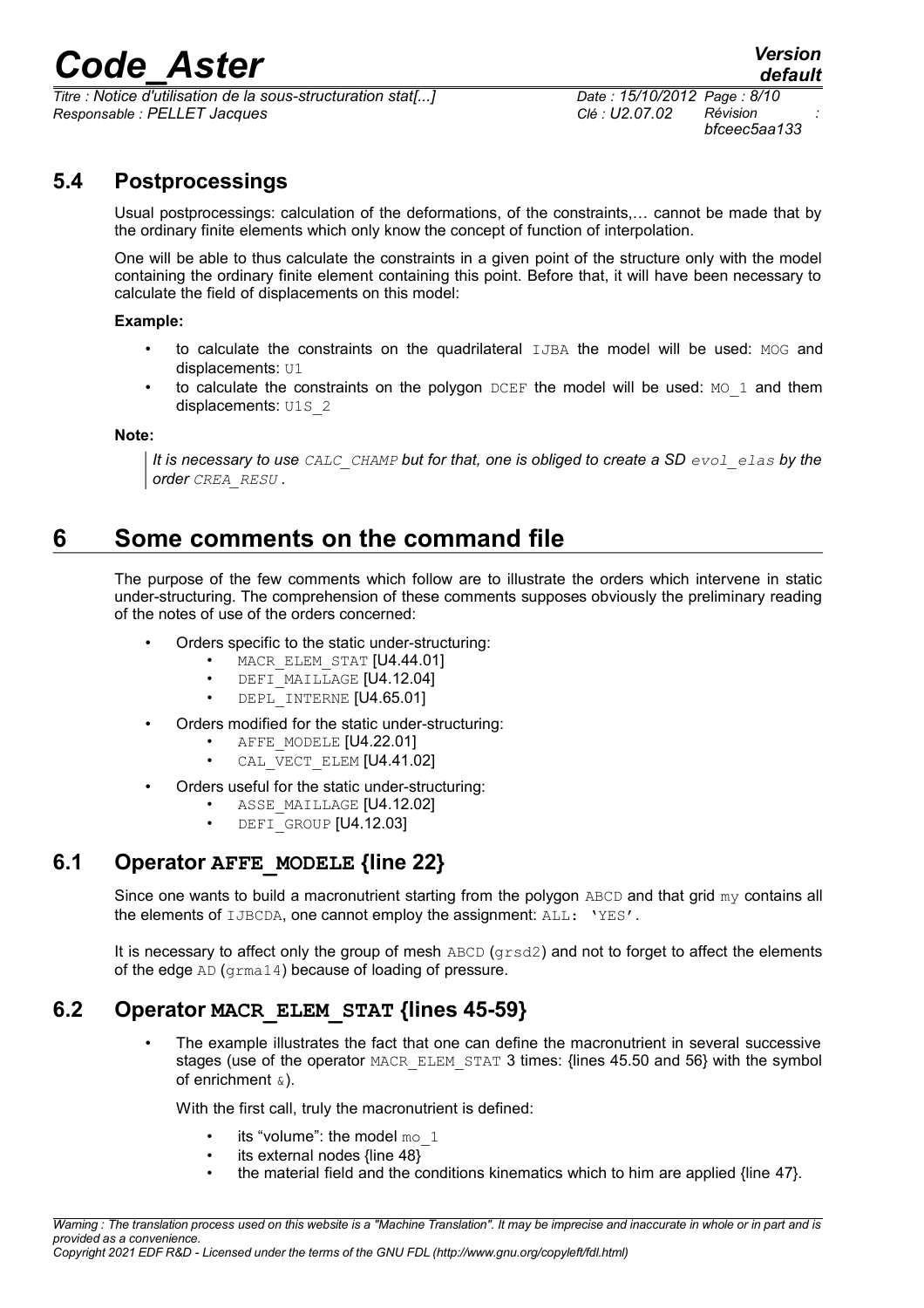## 5.4 Postprocessings

Usual postprocessings: calculation of the deformations, of the constraints,… cannot be made that by the ordinary finite elements which only know the concept of function of interpolation.

One will be able to thus calculate the constraints in a given point of the structure only with the model containing the ordinary finite element containing this point. Before that, it will have been necessary to calculate the field of displacements on this model:

**Example:**

- to calculate the constraints on the quadrilateral IJBA the model will be used: MOG and displacements: U1
- to calculate the constraints on the polygon DCEF the model will be used: MO_1 and them displacements: U1S_2

**Note:**

> *It is necessary to use CALC_CHAMP but for that, one is obliged to create a SD evol_elas by the order CREA_RESU .*

# 6 Some comments on the command file

The purpose of the few comments which follow are to illustrate the orders which intervene in static under-structuring. The comprehension of these comments supposes obviously the preliminary reading of the notes of use of the orders concerned:

- Orders specific to the static under-structuring:
  - MACR_ELEM_STAT [U4.44.01]
  - DEFI_MAILLAGE [U4.12.04]
  - DEPL_INTERNE [U4.65.01]
- Orders modified for the static under-structuring:
  - AFFE_MODELE [U4.22.01]
  - CAL_VECT_ELEM [U4.41.02]
- Orders useful for the static under-structuring:
  - ASSE_MAILLAGE [U4.12.02]
  - DEFI_GROUP [U4.12.03]

## 6.1 Operator AFFE_MODELE {line 22}

Since one wants to build a macronutrient starting from the polygon ABCD and that grid my contains all the elements of IJBCDA, one cannot employ the assignment: ALL: 'YES'.

It is necessary to affect only the group of mesh ABCD (grsd2) and not to forget to affect the elements of the edge AD (grma14) because of loading of pressure.

## 6.2 Operator MACR_ELEM_STAT {lines 45-59}

- The example illustrates the fact that one can define the macronutrient in several successive stages (use of the operator MACR_ELEM_STAT 3 times: {lines 45.50 and 56} with the symbol of enrichment &).

  With the first call, truly the macronutrient is defined:

  - its "volume": the model mo_1
  - its external nodes {line 48}
  - the material field and the conditions kinematics which to him are applied {line 47}.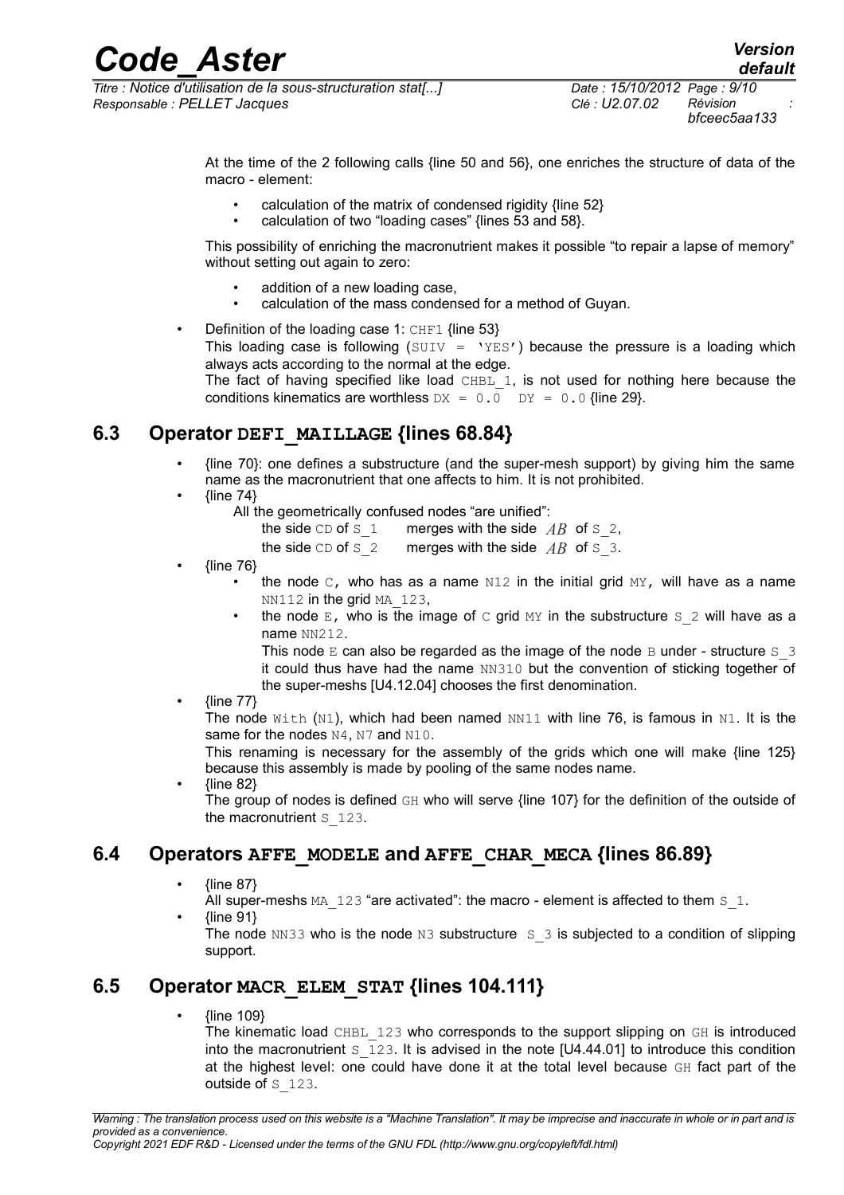At the time of the 2 following calls {line 50 and 56}, one enriches the structure of data of the macro - element:

- calculation of the matrix of condensed rigidity {line 52}
- calculation of two "loading cases" {lines 53 and 58}.

This possibility of enriching the macronutrient makes it possible "to repair a lapse of memory" without setting out again to zero:

- addition of a new loading case,
- calculation of the mass condensed for a method of Guyan.

- Definition of the loading case 1: CHF1 {line 53}
  This loading case is following (SUIV = 'YES') because the pressure is a loading which always acts according to the normal at the edge.
  The fact of having specified like load CHBL_1, is not used for nothing here because the conditions kinematics are worthless DX = 0.0 DY = 0.0 {line 29}.

## 6.3 Operator DEFI_MAILLAGE {lines 68.84}

- {line 70}: one defines a substructure (and the super-mesh support) by giving him the same name as the macronutrient that one affects to him. It is not prohibited.
- {line 74}
  All the geometrically confused nodes "are unified":
  the side CD of S_1 merges with the side $AB$ of S_2,
  the side CD of S_2 merges with the side $AB$ of S_3.
- {line 76}
  - the node C, who has as a name N12 in the initial grid MY, will have as a name NN112 in the grid MA_123,
  - the node E, who is the image of C grid MY in the substructure S_2 will have as a name NN212.
    This node E can also be regarded as the image of the node B under - structure S_3 it could thus have had the name NN310 but the convention of sticking together of the super-meshs [U4.12.04] chooses the first denomination.
- {line 77}
  The node With (N1), which had been named NN11 with line 76, is famous in N1. It is the same for the nodes N4, N7 and N10.
  This renaming is necessary for the assembly of the grids which one will make {line 125} because this assembly is made by pooling of the same nodes name.
- {line 82}
  The group of nodes is defined GH who will serve {line 107} for the definition of the outside of the macronutrient S_123.

## 6.4 Operators AFFE_MODELE and AFFE_CHAR_MECA {lines 86.89}

- {line 87}
  All super-meshs MA_123 "are activated": the macro - element is affected to them S_1.
- {line 91}
  The node NN33 who is the node N3 substructure S_3 is subjected to a condition of slipping support.

## 6.5 Operator MACR_ELEM_STAT {lines 104.111}

- {line 109}
  The kinematic load CHBL_123 who corresponds to the support slipping on GH is introduced into the macronutrient S_123. It is advised in the note [U4.44.01] to introduce this condition at the highest level: one could have done it at the total level because GH fact part of the outside of S_123.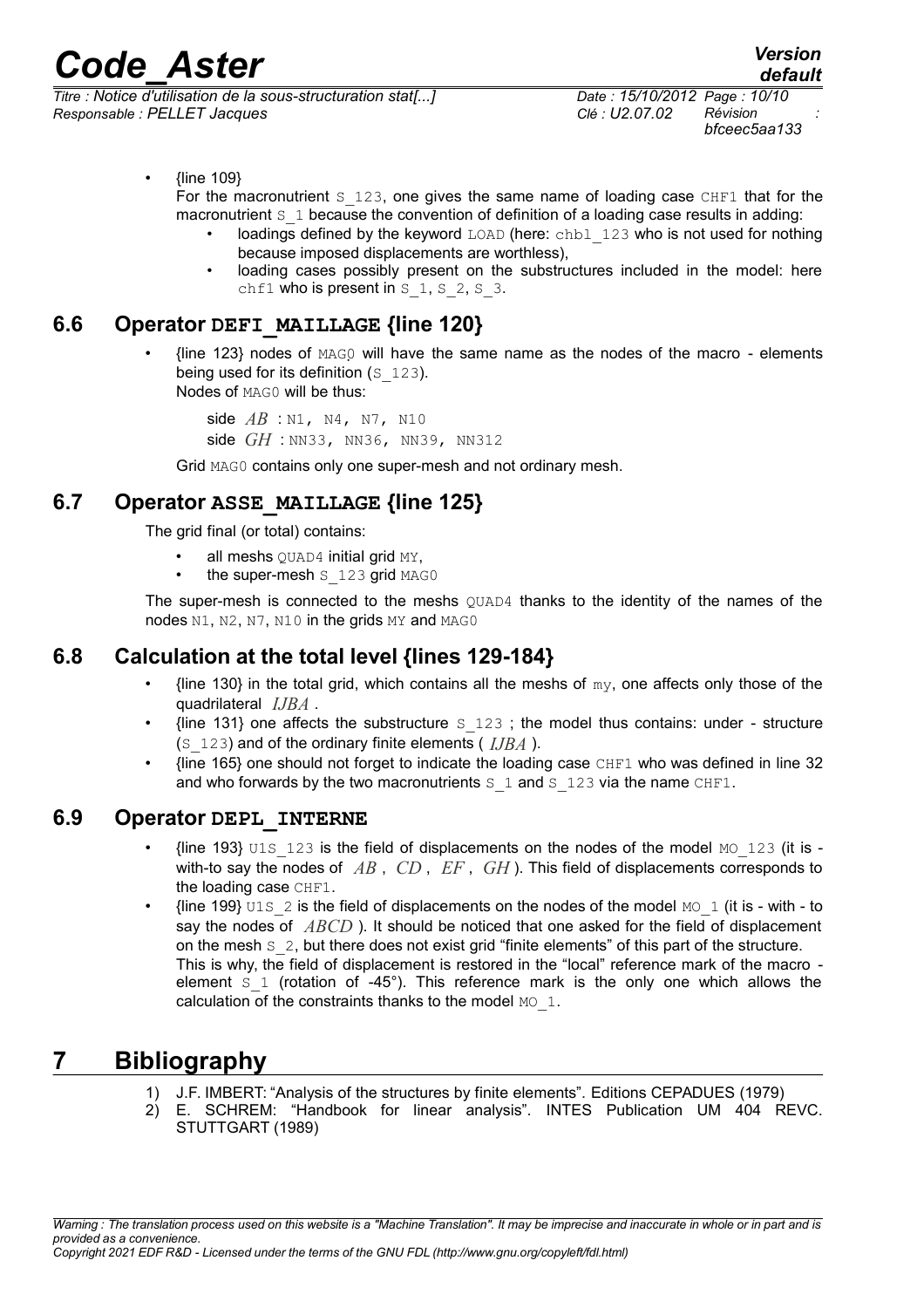- {line 109}
  For the macronutrient S_123, one gives the same name of loading case CHF1 that for the macronutrient S_1 because the convention of definition of a loading case results in adding:
  - loadings defined by the keyword LOAD (here: chbl_123 who is not used for nothing because imposed displacements are worthless),
  - loading cases possibly present on the substructures included in the model: here chf1 who is present in S_1, S_2, S_3.

## 6.6 Operator DEFI_MAILLAGE {line 120}

- {line 123} nodes of MAG0 will have the same name as the nodes of the macro - elements being used for its definition (S_123).
  Nodes of MAG0 will be thus:

  side $AB$ : N1, N4, N7, N10
  side $GH$ : NN33, NN36, NN39, NN312

  Grid MAG0 contains only one super-mesh and not ordinary mesh.

## 6.7 Operator ASSE_MAILLAGE {line 125}

The grid final (or total) contains:

- all meshs QUAD4 initial grid MY,
- the super-mesh S_123 grid MAG0

The super-mesh is connected to the meshs QUAD4 thanks to the identity of the names of the nodes N1, N2, N7, N10 in the grids MY and MAG0

## 6.8 Calculation at the total level {lines 129-184}

- {line 130} in the total grid, which contains all the meshs of my, one affects only those of the quadrilateral $IJBA$ .
- {line 131} one affects the substructure S_123 ; the model thus contains: under - structure (S_123) and of the ordinary finite elements ( $IJBA$ ).
- {line 165} one should not forget to indicate the loading case CHF1 who was defined in line 32 and who forwards by the two macronutrients S_1 and S_123 via the name CHF1.

## 6.9 Operator DEPL_INTERNE

- {line 193} U1S_123 is the field of displacements on the nodes of the model MO_123 (it is - with-to say the nodes of $AB$ , $CD$ , $EF$ , $GH$ ). This field of displacements corresponds to the loading case CHF1.
- {line 199} U1S_2 is the field of displacements on the nodes of the model MO_1 (it is - with - to say the nodes of $ABCD$ ). It should be noticed that one asked for the field of displacement on the mesh S_2, but there does not exist grid "finite elements" of this part of the structure.
  This is why, the field of displacement is restored in the "local" reference mark of the macro - element S_1 (rotation of -45°). This reference mark is the only one which allows the calculation of the constraints thanks to the model MO_1.

# 7 Bibliography

1) J.F. IMBERT: "Analysis of the structures by finite elements". Editions CEPADUES (1979)
2) E. SCHREM: "Handbook for linear analysis". INTES Publication UM 404 REVC. STUTTGART (1989)